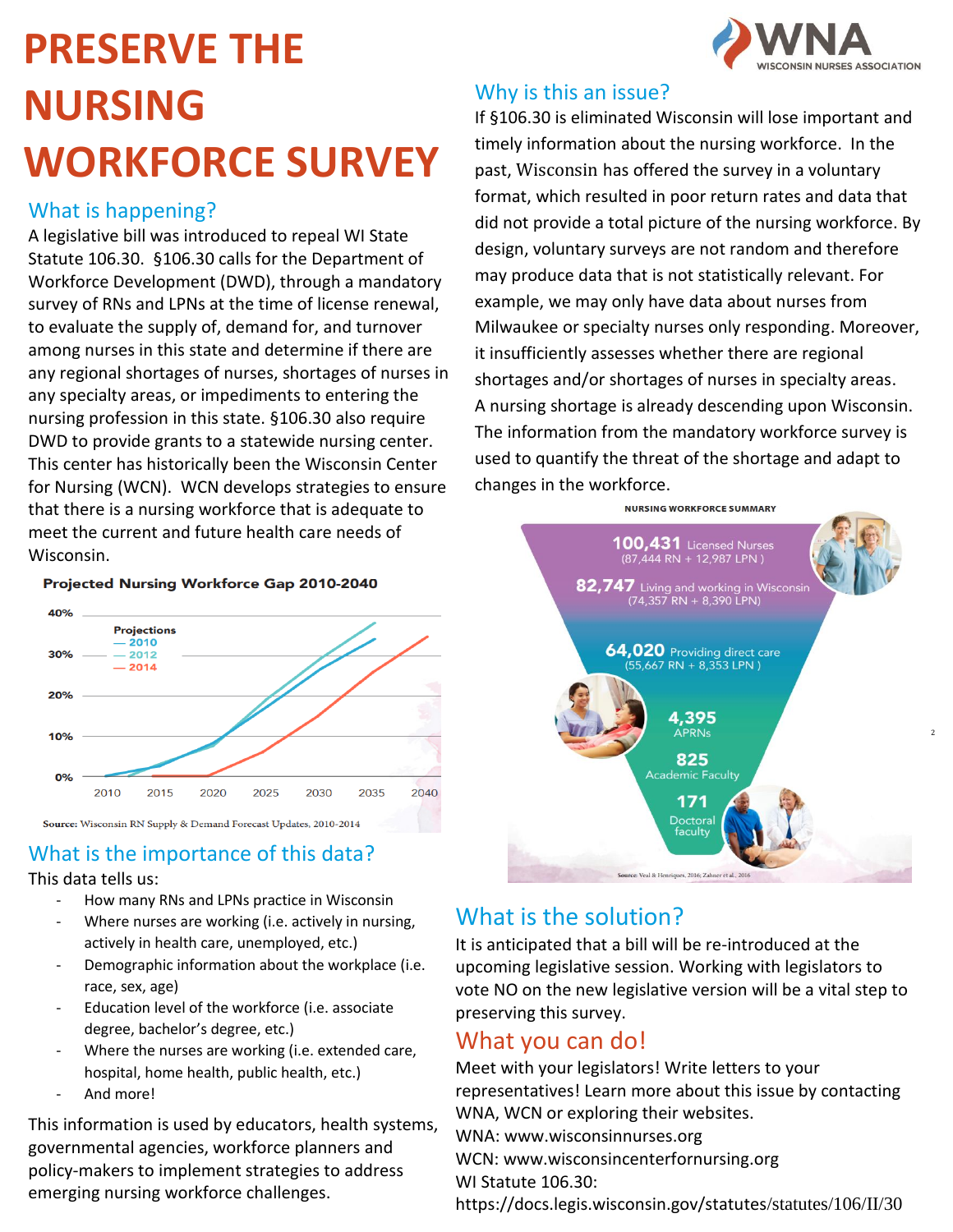# PRESERVE THE NURSING WORKFORCE SURVEY

WNA WISCONSIN NURSES ASSOCIATION

## What is happening?

A legislative bill was introduced to repeal WI State Statute 106.30. §106.30 calls for the Department of Workforce Development (DWD), through a mandatory survey of RNs and LPNs at the time of license renewal, to evaluate the supply of, demand for, and turnover among nurses in this state and determine if there are any regional shortages of nurses, shortages of nurses in any specialty areas, or impediments to entering the nursing profession in this state. §106.30 also require DWD to provide grants to a statewide nursing center. This center has historically been the Wisconsin Center for Nursing (WCN). WCN develops strategies to ensure that there is a nursing workforce that is adequate to meet the current and future health care needs of Wisconsin.

**Projected Nursing Workforce Gap 2010-2040**

Projections: 2010, 2012, 2014

Source: Wisconsin RN Supply & Demand Forecast Updates, 2010-2014

## What is the importance of this data?

This data tells us:

- How many RNs and LPNs practice in Wisconsin
- Where nurses are working (i.e. actively in nursing, actively in health care, unemployed, etc.)
- Demographic information about the workplace (i.e. race, sex, age)
- Education level of the workforce (i.e. associate degree, bachelor's degree, etc.)
- Where the nurses are working (i.e. extended care, hospital, home health, public health, etc.)
- And more!

This information is used by educators, health systems, governmental agencies, workforce planners and policy-makers to implement strategies to address emerging nursing workforce challenges.

## Why is this an issue?

If §106.30 is eliminated Wisconsin will lose important and timely information about the nursing workforce. In the past, Wisconsin has offered the survey in a voluntary format, which resulted in poor return rates and data that did not provide a total picture of the nursing workforce. By design, voluntary surveys are not random and therefore may produce data that is not statistically relevant. For example, we may only have data about nurses from Milwaukee or specialty nurses only responding. Moreover, it insufficiently assesses whether there are regional shortages and/or shortages of nurses in specialty areas. A nursing shortage is already descending upon Wisconsin. The information from the mandatory workforce survey is used to quantify the threat of the shortage and adapt to changes in the workforce.

**NURSING WORKFORCE SUMMARY**

- **100,431** Licensed Nurses (87,444 RN + 12,987 LPN)
- **82,747** Living and working in Wisconsin (74,357 RN + 8,390 LPN)
- **64,020** Providing direct care (55,667 RN + 8,353 LPN)
- **4,395** APRNs
- **825** Academic Faculty
- **171** Doctoral faculty

Source: Veal & Henriques, 2016; Zahner et al., 2016

## What is the solution?

It is anticipated that a bill will be re-introduced at the upcoming legislative session. Working with legislators to vote NO on the new legislative version will be a vital step to preserving this survey.

## What you can do!

Meet with your legislators! Write letters to your representatives! Learn more about this issue by contacting WNA, WCN or exploring their websites.

WNA: www.wisconsinnurses.org

WCN: www.wisconsincenterfornursing.org

WI Statute 106.30: https://docs.legis.wisconsin.gov/statutes/statutes/106/II/30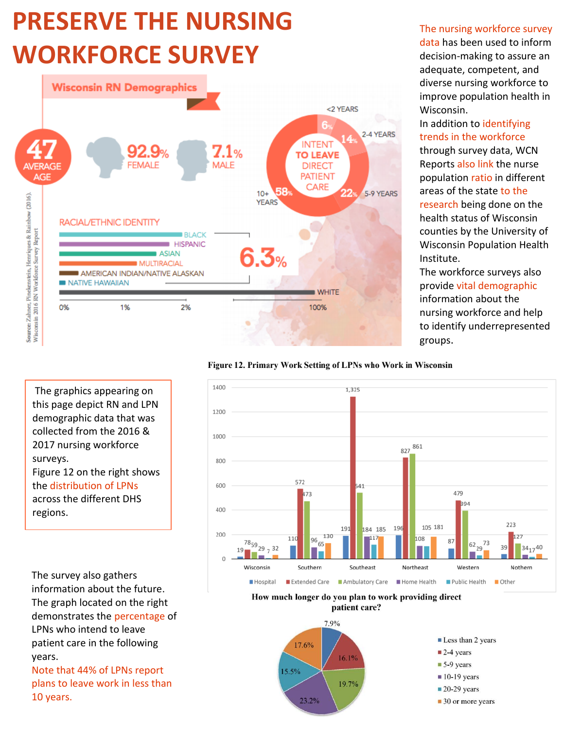# PRESERVE THE NURSING WORKFORCE SURVEY

Wisconsin RN Demographics

47
AVERAGE AGE

92.9% FEMALE

7.1% MALE

INTENT TO LEAVE DIRECT PATIENT CARE

<2 YEARS
6%
2-4 YEARS
14%
5-9 YEARS
22%
10+ YEARS
58%

RACIAL/ETHNIC IDENTITY

BLACK
HISPANIC
ASIAN
MULTIRACIAL
AMERICAN INDIAN/NATIVE ALASKAN
NATIVE HAWAIIAN
6.3%
WHITE

0%
1%
2%
100%

Source: Zahner, Pinekenstein, Henriques & Rainbow (2016). Wisconsin 2016 RN Workforce Survey Report

The nursing workforce survey data has been used to inform decision-making to assure an adequate, competent, and diverse nursing workforce to improve population health in Wisconsin.

In addition to identifying trends in the workforce through survey data, WCN Reports also link the nurse population ratio in different areas of the state to the research being done on the health status of Wisconsin counties by the University of Wisconsin Population Health Institute.

The workforce surveys also provide vital demographic information about the nursing workforce and help to identify underrepresented groups.

The graphics appearing on this page depict RN and LPN demographic data that was collected from the 2016 & 2017 nursing workforce surveys.

Figure 12 on the right shows the distribution of LPNs across the different DHS regions.

**Figure 12. Primary Work Setting of LPNs who Work in Wisconsin**

1400
1200
1000
800
600
400
200
0

Wisconsin: 19, 78, 59, 29, 7, 32
Southern: 110, 572, 473, 96, 65, 130
Southeast: 191, 1,325, 541, 184, 117, 185
Northeast: 196, 827, 861, 108, 105, 181
Western: 87, 479, 394, 62, 29, 73
Nothern: 39, 223, 127, 34, 17, 40

Hospital, Extended Care, Ambulatory Care, Home Health, Public Health, Other

The survey also gathers information about the future. The graph located on the right demonstrates the percentage of LPNs who intend to leave patient care in the following years.

Note that 44% of LPNs report plans to leave work in less than 10 years.

**How much longer do you plan to work providing direct patient care?**

7.9%
16.1%
19.7%
23.2%
15.5%
17.6%

- Less than 2 years
- 2-4 years
- 5-9 years
- 10-19 years
- 20-29 years
- 30 or more years